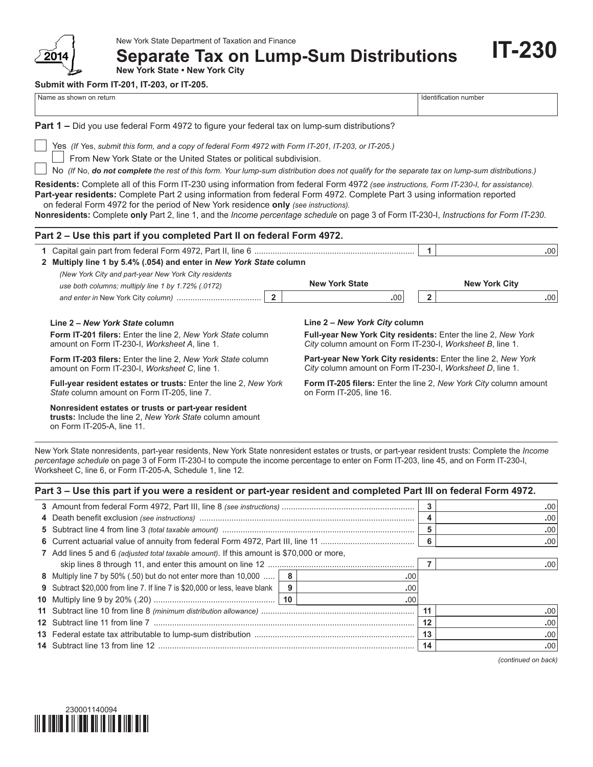New York State Department of Taxation and Finance

# Separate Tax on Lump-Sum Distributions

**IT-230**

**2014**

**New York State • New York City**

**Submit with Form IT-201, IT-203, or IT-205.**

| Name as shown on return | Identification number |
|---|---|
| | |

**Part 1 –** Did you use federal Form 4972 to figure your federal tax on lump-sum distributions?

☐ Yes *(If Yes, submit this form, and a copy of federal Form 4972 with Form IT-201, IT-203, or IT-205.)*

☐ From New York State or the United States or political subdivision.

☐ No *(If No, **do not complete** the rest of this form. Your lump-sum distribution does not qualify for the separate tax on lump-sum distributions.)*

**Residents:** Complete all of this Form IT-230 using information from federal Form 4972 *(see instructions, Form IT-230-I, for assistance).*
**Part-year residents:** Complete Part 2 using information from federal Form 4972. Complete Part 3 using information reported on federal Form 4972 for the period of New York residence **only** *(see instructions).*
**Nonresidents:** Complete **only** Part 2, line 1, and the *Income percentage schedule* on page 3 of Form IT-230-I, *Instructions for Form IT-230.*

## Part 2 – Use this part if you completed Part II on federal Form 4972.

| | | New York State | | New York City |
|---|---|---|---|---|
| **1** Capital gain part from federal Form 4972, Part II, line 6 | | | **1** | .00 |
| **2 Multiply line 1 by 5.4% (.054) and enter in *New York State* column** *(New York City and part-year New York City residents use both columns; multiply line 1 by 1.72% (.0172) and enter in New York City column)* | **2** | .00 | **2** | .00 |

**Line 2 – *New York State* column**

**Form IT-201 filers:** Enter the line 2, *New York State* column amount on Form IT-230-I, *Worksheet A*, line 1.

**Form IT-203 filers:** Enter the line 2, *New York State* column amount on Form IT-230-I, *Worksheet C*, line 1.

**Full-year resident estates or trusts:** Enter the line 2, *New York State* column amount on Form IT-205, line 7.

**Nonresident estates or trusts or part-year resident trusts:** Include the line 2, *New York State* column amount on Form IT-205-A, line 11.

**Line 2 – *New York City* column**

**Full-year New York City residents:** Enter the line 2, *New York City* column amount on Form IT-230-I, *Worksheet B*, line 1.

**Part-year New York City residents:** Enter the line 2, *New York City* column amount on Form IT-230-I, *Worksheet D*, line 1.

**Form IT-205 filers:** Enter the line 2, *New York City* column amount on Form IT-205, line 16.

New York State nonresidents, part-year residents, New York State nonresident estates or trusts, or part-year resident trusts: Complete the *Income percentage schedule* on page 3 of Form IT-230-I to compute the income percentage to enter on Form IT-203, line 45, and on Form IT-230-I, Worksheet C, line 6, or Form IT-205-A, Schedule 1, line 12.

## Part 3 – Use this part if you were a resident or part-year resident and completed Part III on federal Form 4972.

| | | | | |
|---|---|---|---|---|
| **3** Amount from federal Form 4972, Part III, line 8 *(see instructions)* | | | **3** | .00 |
| **4** Death benefit exclusion *(see instructions)* | | | **4** | .00 |
| **5** Subtract line 4 from line 3 *(total taxable amount)* | | | **5** | .00 |
| **6** Current actuarial value of annuity from federal Form 4972, Part III, line 11 | | | **6** | .00 |
| **7** Add lines 5 and 6 *(adjusted total taxable amount)*. If this amount is $70,000 or more, skip lines 8 through 11, and enter this amount on line 12 | | | **7** | .00 |
| **8** Multiply line 7 by 50% (.50) but do not enter more than 10,000 | **8** | .00 | | |
| **9** Subtract $20,000 from line 7. If line 7 is $20,000 or less, leave blank | **9** | .00 | | |
| **10** Multiply line 9 by 20% (.20) | **10** | .00 | | |
| **11** Subtract line 10 from line 8 *(minimum distribution allowance)* | | | **11** | .00 |
| **12** Subtract line 11 from line 7 | | | **12** | .00 |
| **13** Federal estate tax attributable to lump-sum distribution | | | **13** | .00 |
| **14** Subtract line 13 from line 12 | | | **14** | .00 |

*(continued on back)*

230001140094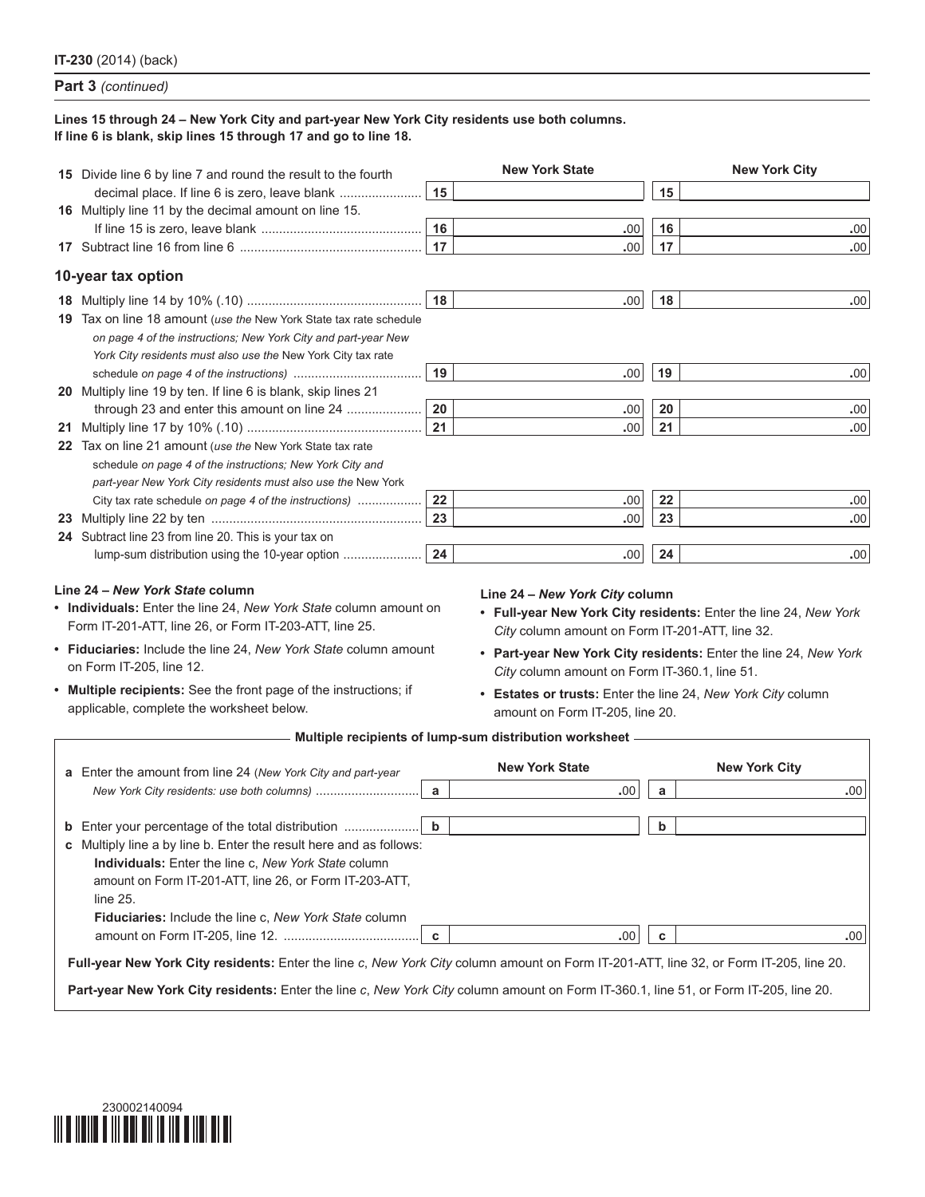**IT-230** (2014) (back)

**Part 3** *(continued)*

**Lines 15 through 24 – New York City and part-year New York City residents use both columns.**
**If line 6 is blank, skip lines 15 through 17 and go to line 18.**

| | | New York State | | New York City |
|---|---|---|---|---|
| **15** Divide line 6 by line 7 and round the result to the fourth decimal place. If line 6 is zero, leave blank | 15 | | 15 | |
| **16** Multiply line 11 by the decimal amount on line 15. If line 15 is zero, leave blank | 16 | .00 | 16 | .00 |
| **17** Subtract line 16 from line 6 | 17 | .00 | 17 | .00 |

## 10-year tax option

| | | New York State | | New York City |
|---|---|---|---|---|
| **18** Multiply line 14 by 10% (.10) | 18 | .00 | 18 | .00 |
| **19** Tax on line 18 amount (*use the* New York State tax rate schedule *on page 4 of the instructions; New York City and part-year New York City residents must also use the* New York City tax rate schedule *on page 4 of the instructions)* | 19 | .00 | 19 | .00 |
| **20** Multiply line 19 by ten. If line 6 is blank, skip lines 21 through 23 and enter this amount on line 24 | 20 | .00 | 20 | .00 |
| **21** Multiply line 17 by 10% (.10) | 21 | .00 | 21 | .00 |
| **22** Tax on line 21 amount (*use the* New York State tax rate schedule *on page 4 of the instructions; New York City and part-year New York City residents must also use the* New York City tax rate schedule *on page 4 of the instructions)* | 22 | .00 | 22 | .00 |
| **23** Multiply line 22 by ten | 23 | .00 | 23 | .00 |
| **24** Subtract line 23 from line 20. This is your tax on lump-sum distribution using the 10-year option | 24 | .00 | 24 | .00 |

**Line 24 –** ***New York State*** **column**

- **Individuals:** Enter the line 24, *New York State* column amount on Form IT-201-ATT, line 26, or Form IT-203-ATT, line 25.
- **Fiduciaries:** Include the line 24, *New York State* column amount on Form IT-205, line 12.
- **Multiple recipients:** See the front page of the instructions; if applicable, complete the worksheet below.

**Line 24 –** ***New York City*** **column**

- **Full-year New York City residents:** Enter the line 24, *New York City* column amount on Form IT-201-ATT, line 32.
- **Part-year New York City residents:** Enter the line 24, *New York City* column amount on Form IT-360.1, line 51.
- **Estates or trusts:** Enter the line 24, *New York City* column amount on Form IT-205, line 20.

**Multiple recipients of lump-sum distribution worksheet**

| | | New York State | | New York City |
|---|---|---|---|---|
| **a** Enter the amount from line 24 (*New York City and part-year New York City residents: use both columns)* | a | .00 | a | .00 |
| **b** Enter your percentage of the total distribution | b | | b | |
| **c** Multiply line a by line b. Enter the result here and as follows: **Individuals:** Enter the line c, *New York State* column amount on Form IT-201-ATT, line 26, or Form IT-203-ATT, line 25. **Fiduciaries:** Include the line c, *New York State* column amount on Form IT-205, line 12. | c | .00 | c | .00 |

**Full-year New York City residents:** Enter the line *c*, *New York City* column amount on Form IT-201-ATT, line 32, or Form IT-205, line 20.

**Part-year New York City residents:** Enter the line *c*, *New York City* column amount on Form IT-360.1, line 51, or Form IT-205, line 20.

230002140094